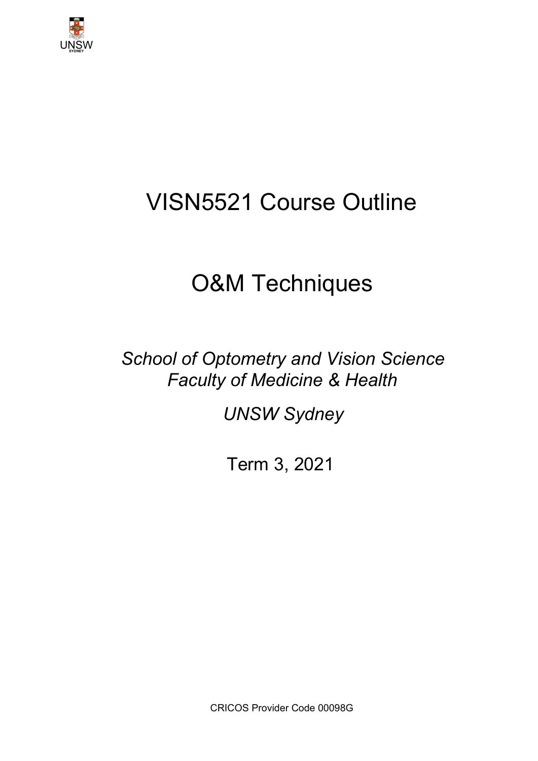# VISN5521 Course Outline

# O&M Techniques

*School of Optometry and Vision Science*
*Faculty of Medicine & Health*

*UNSW Sydney*

Term 3, 2021

CRICOS Provider Code 00098G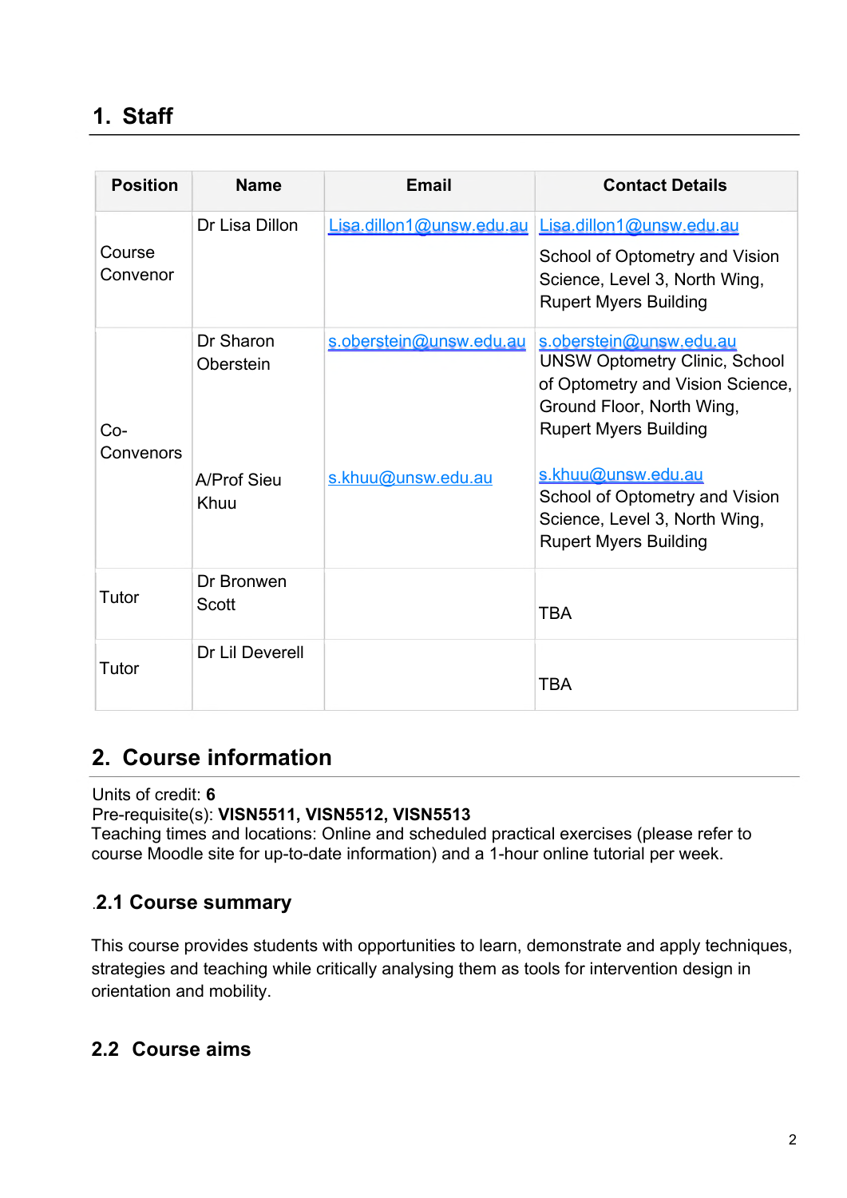## 1. Staff

| Position | Name | Email | Contact Details |
|---|---|---|---|
| Course Convenor | Dr Lisa Dillon | Lisa.dillon1@unsw.edu.au | Lisa.dillon1@unsw.edu.au<br>School of Optometry and Vision Science, Level 3, North Wing, Rupert Myers Building |
| Co-Convenors | Dr Sharon Oberstein<br><br>A/Prof Sieu Khuu | s.oberstein@unsw.edu.au<br><br>s.khuu@unsw.edu.au | s.oberstein@unsw.edu.au<br>UNSW Optometry Clinic, School of Optometry and Vision Science, Ground Floor, North Wing, Rupert Myers Building<br><br>s.khuu@unsw.edu.au<br>School of Optometry and Vision Science, Level 3, North Wing, Rupert Myers Building |
| Tutor | Dr Bronwen Scott | | TBA |
| Tutor | Dr Lil Deverell | | TBA |

## 2. Course information

Units of credit: **6**
Pre-requisite(s): **VISN5511, VISN5512, VISN5513**
Teaching times and locations: Online and scheduled practical exercises (please refer to course Moodle site for up-to-date information) and a 1-hour online tutorial per week.

### .2.1 Course summary

This course provides students with opportunities to learn, demonstrate and apply techniques, strategies and teaching while critically analysing them as tools for intervention design in orientation and mobility.

### 2.2 Course aims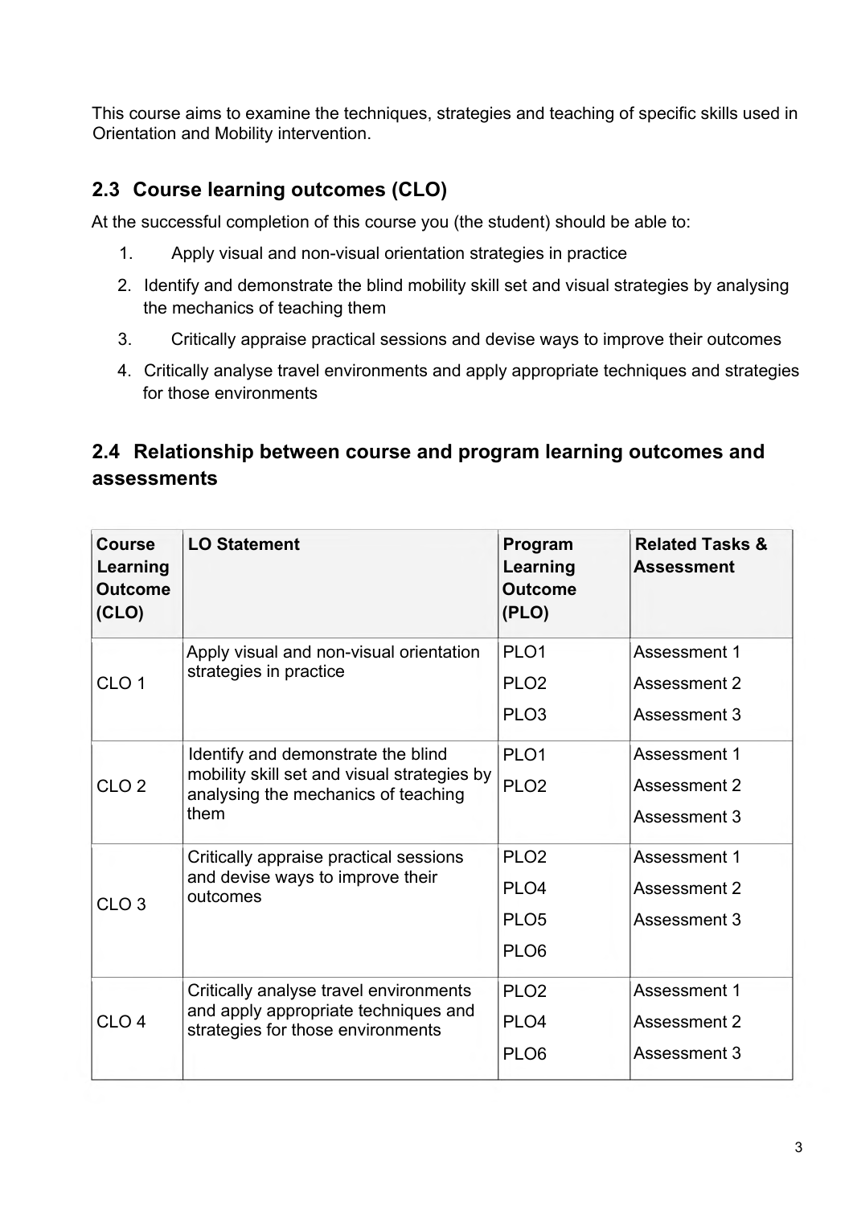This course aims to examine the techniques, strategies and teaching of specific skills used in Orientation and Mobility intervention.

## 2.3 Course learning outcomes (CLO)

At the successful completion of this course you (the student) should be able to:

1. Apply visual and non-visual orientation strategies in practice
2. Identify and demonstrate the blind mobility skill set and visual strategies by analysing the mechanics of teaching them
3. Critically appraise practical sessions and devise ways to improve their outcomes
4. Critically analyse travel environments and apply appropriate techniques and strategies for those environments

## 2.4 Relationship between course and program learning outcomes and assessments

| Course Learning Outcome (CLO) | LO Statement | Program Learning Outcome (PLO) | Related Tasks & Assessment |
|---|---|---|---|
| CLO 1 | Apply visual and non-visual orientation strategies in practice | PLO1<br>PLO2<br>PLO3 | Assessment 1<br>Assessment 2<br>Assessment 3 |
| CLO 2 | Identify and demonstrate the blind mobility skill set and visual strategies by analysing the mechanics of teaching them | PLO1<br>PLO2 | Assessment 1<br>Assessment 2<br>Assessment 3 |
| CLO 3 | Critically appraise practical sessions and devise ways to improve their outcomes | PLO2<br>PLO4<br>PLO5<br>PLO6 | Assessment 1<br>Assessment 2<br>Assessment 3 |
| CLO 4 | Critically analyse travel environments and apply appropriate techniques and strategies for those environments | PLO2<br>PLO4<br>PLO6 | Assessment 1<br>Assessment 2<br>Assessment 3 |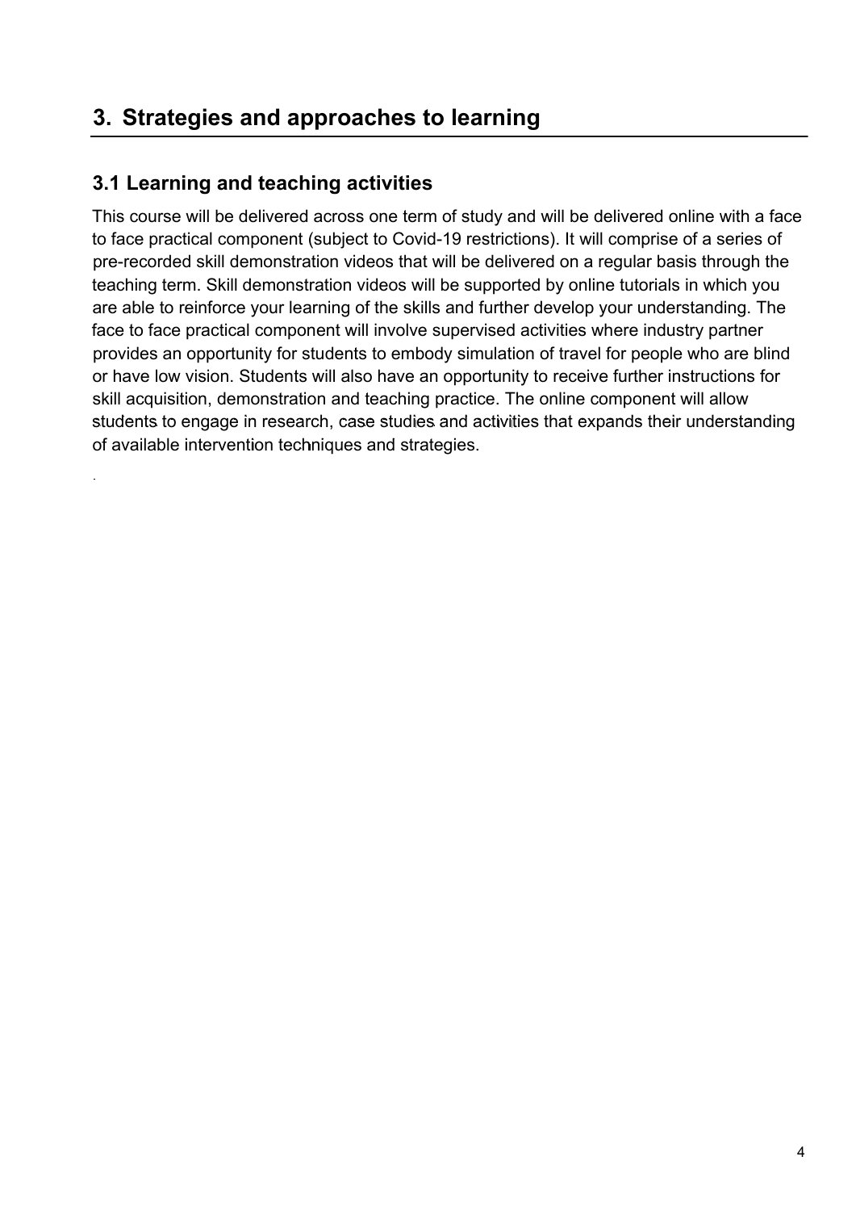# 3. Strategies and approaches to learning

## 3.1 Learning and teaching activities

This course will be delivered across one term of study and will be delivered online with a face to face practical component (subject to Covid-19 restrictions). It will comprise of a series of pre-recorded skill demonstration videos that will be delivered on a regular basis through the teaching term. Skill demonstration videos will be supported by online tutorials in which you are able to reinforce your learning of the skills and further develop your understanding. The face to face practical component will involve supervised activities where industry partner provides an opportunity for students to embody simulation of travel for people who are blind or have low vision. Students will also have an opportunity to receive further instructions for skill acquisition, demonstration and teaching practice. The online component will allow students to engage in research, case studies and activities that expands their understanding of available intervention techniques and strategies.

.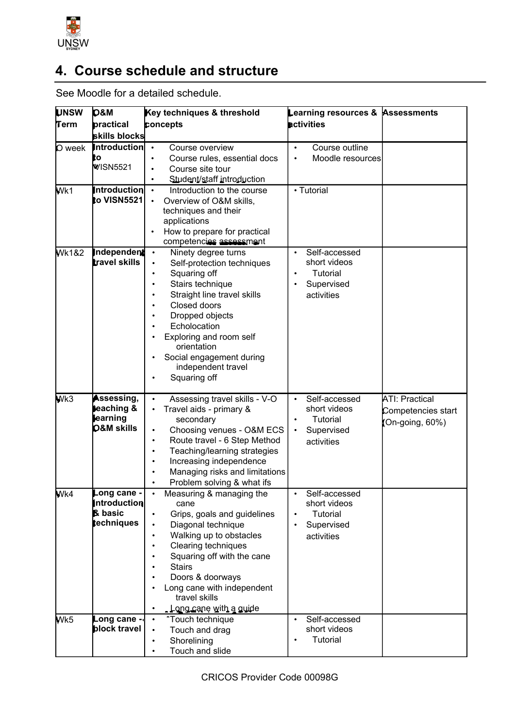# 4. Course schedule and structure

See Moodle for a detailed schedule.

| UNSW Term | O&M practical skills blocks | Key techniques & threshold concepts | Learning resources & activities | Assessments |
|---|---|---|---|---|
| O week | **Introduction to VISN5521** | • Course overview<br>• Course rules, essential docs<br>• Course site tour<br>• Student/staff introduction | • Course outline<br>• Moodle resources | |
| Wk1 | **Introduction to VISN5521** | • Introduction to the course<br>• Overview of O&M skills, techniques and their applications<br>• How to prepare for practical competencies assessment | • Tutorial | |
| Wk1&2 | **Independent travel skills** | • Ninety degree turns<br>• Self-protection techniques<br>• Squaring off<br>• Stairs technique<br>• Straight line travel skills<br>• Closed doors<br>• Dropped objects<br>• Echolocation<br>• Exploring and room self orientation<br>• Social engagement during independent travel<br>• Squaring off | • Self-accessed short videos<br>• Tutorial<br>• Supervised activities | |
| Wk3 | **Assessing, teaching & learning O&M skills** | • Assessing travel skills - V-O<br>• Travel aids - primary & secondary<br>• Choosing venues - O&M ECS<br>• Route travel - 6 Step Method<br>• Teaching/learning strategies<br>• Increasing independence<br>• Managing risks and limitations<br>• Problem solving & what ifs | • Self-accessed short videos<br>• Tutorial<br>• Supervised activities | AT1: Practical Competencies start (On-going, 60%) |
| Wk4 | **Long cane - Introduction & basic techniques** | • Measuring & managing the cane<br>• Grips, goals and guidelines<br>• Diagonal technique<br>• Walking up to obstacles<br>• Clearing techniques<br>• Squaring off with the cane<br>• Stairs<br>• Doors & doorways<br>• Long cane with independent travel skills<br>• Long cane with a guide | • Self-accessed short videos<br>• Tutorial<br>• Supervised activities | |
| Wk5 | **Long cane - block travel** | • Touch technique<br>• Touch and drag<br>• Shorelining<br>• Touch and slide | • Self-accessed short videos<br>• Tutorial | |

CRICOS Provider Code 00098G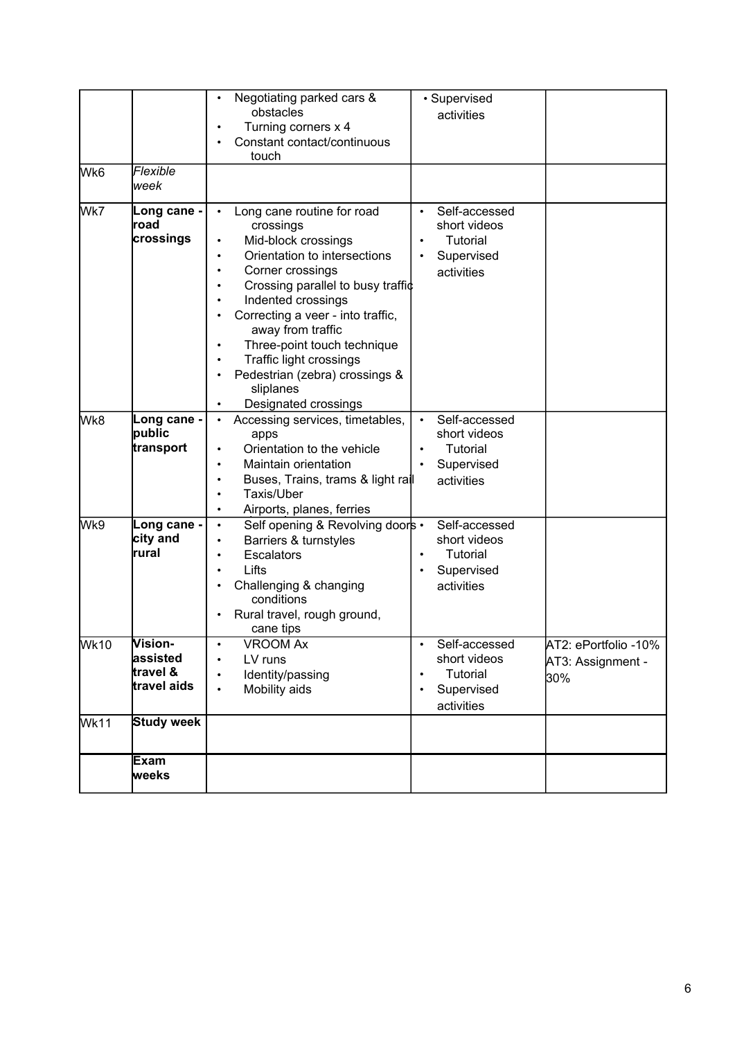| | | | | |
|---|---|---|---|---|
| | | • Negotiating parked cars & obstacles<br>• Turning corners x 4<br>• Constant contact/continuous touch | • Supervised activities | |
| Wk6 | *Flexible week* | | | |
| Wk7 | **Long cane - road crossings** | • Long cane routine for road crossings<br>• Mid-block crossings<br>• Orientation to intersections<br>• Corner crossings<br>• Crossing parallel to busy traffic<br>• Indented crossings<br>• Correcting a veer - into traffic, away from traffic<br>• Three-point touch technique<br>• Traffic light crossings<br>• Pedestrian (zebra) crossings & sliplanes<br>• Designated crossings | • Self-accessed short videos<br>• Tutorial<br>• Supervised activities | |
| Wk8 | **Long cane - public transport** | • Accessing services, timetables, apps<br>• Orientation to the vehicle<br>• Maintain orientation<br>• Buses, Trains, trams & light rail<br>• Taxis/Uber<br>• Airports, planes, ferries | • Self-accessed short videos<br>• Tutorial<br>• Supervised activities | |
| Wk9 | **Long cane - city and rural** | • Self opening & Revolving doors<br>• Barriers & turnstyles<br>• Escalators<br>• Lifts<br>• Challenging & changing conditions<br>• Rural travel, rough ground, cane tips | • Self-accessed short videos<br>• Tutorial<br>• Supervised activities | |
| Wk10 | **Vision-assisted travel & travel aids** | • VROOM Ax<br>• LV runs<br>• Identity/passing<br>• Mobility aids | • Self-accessed short videos<br>• Tutorial<br>• Supervised activities | AT2: ePortfolio -10%<br>AT3: Assignment - 30% |
| Wk11 | **Study week** | | | |
| | **Exam weeks** | | | |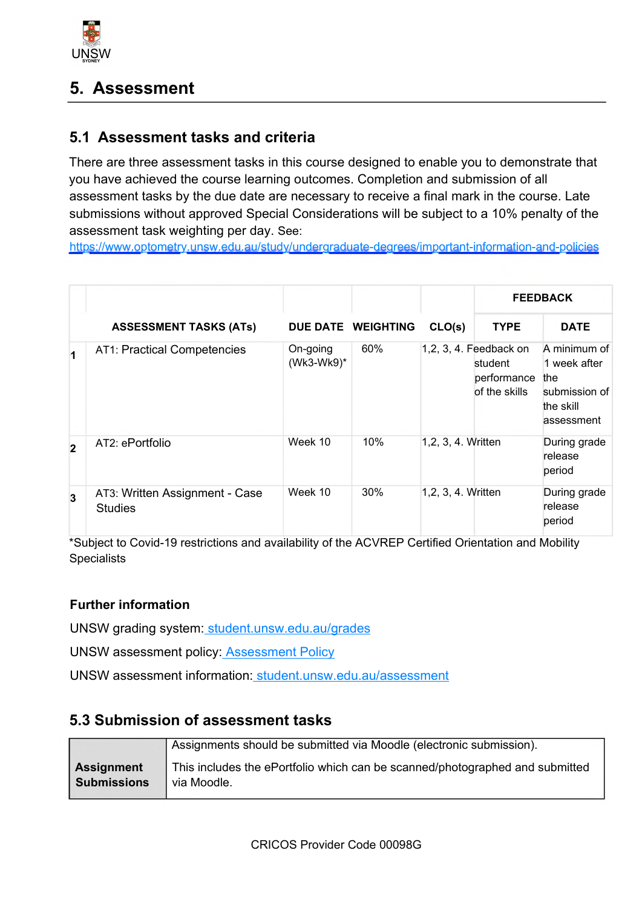## 5. Assessment

### 5.1 Assessment tasks and criteria

There are three assessment tasks in this course designed to enable you to demonstrate that you have achieved the course learning outcomes. Completion and submission of all assessment tasks by the due date are necessary to receive a final mark in the course. Late submissions without approved Special Considerations will be subject to a 10% penalty of the assessment task weighting per day. See: https://www.optometry.unsw.edu.au/study/undergraduate-degrees/important-information-and-policies

| | | | | | FEEDBACK | |
|---|---|---|---|---|---|---|
| | ASSESSMENT TASKS (ATs) | DUE DATE | WEIGHTING | CLO(s) | TYPE | DATE |
| 1 | AT1: Practical Competencies | On-going (Wk3-Wk9)* | 60% | 1,2, 3, 4. | Feedback on student performance of the skills | A minimum of 1 week after the submission of the skill assessment |
| 2 | AT2: ePortfolio | Week 10 | 10% | 1,2, 3, 4. | Written | During grade release period |
| 3 | AT3: Written Assignment - Case Studies | Week 10 | 30% | 1,2, 3, 4. | Written | During grade release period |

*Subject to Covid-19 restrictions and availability of the ACVREP Certified Orientation and Mobility Specialists

#### Further information

UNSW grading system: student.unsw.edu.au/grades

UNSW assessment policy: Assessment Policy

UNSW assessment information: student.unsw.edu.au/assessment

### 5.3 Submission of assessment tasks

| **Assignment Submissions** | Assignments should be submitted via Moodle (electronic submission). This includes the ePortfolio which can be scanned/photographed and submitted via Moodle. |
|---|---|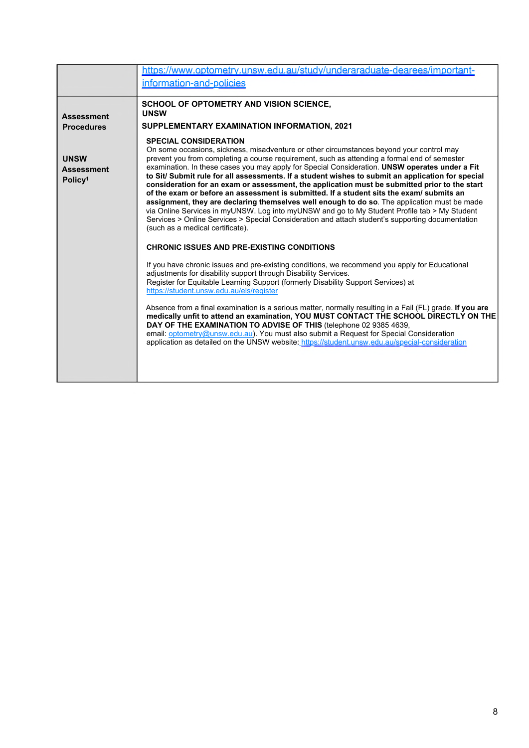| | |
|---|---|
| | https://www.optometry.unsw.edu.au/study/undergraduate-degrees/important-information-and-policies |
| **Assessment Procedures**<br><br>**UNSW Assessment Policy**[1] | **SCHOOL OF OPTOMETRY AND VISION SCIENCE, UNSW**<br>**SUPPLEMENTARY EXAMINATION INFORMATION, 2021**<br><br>**SPECIAL CONSIDERATION**<br>On some occasions, sickness, misadventure or other circumstances beyond your control may prevent you from completing a course requirement, such as attending a formal end of semester examination. In these cases you may apply for Special Consideration. **UNSW operates under a Fit to Sit/ Submit rule for all assessments. If a student wishes to submit an application for special consideration for an exam or assessment, the application must be submitted prior to the start of the exam or before an assessment is submitted. If a student sits the exam/ submits an assignment, they are declaring themselves well enough to do so**. The application must be made via Online Services in myUNSW. Log into myUNSW and go to My Student Profile tab > My Student Services > Online Services > Special Consideration and attach student's supporting documentation (such as a medical certificate).<br><br>**CHRONIC ISSUES AND PRE-EXISTING CONDITIONS**<br><br>If you have chronic issues and pre-existing conditions, we recommend you apply for Educational adjustments for disability support through Disability Services.<br>Register for Equitable Learning Support (formerly Disability Support Services) at https://student.unsw.edu.au/els/register<br><br>Absence from a final examination is a serious matter, normally resulting in a Fail (FL) grade. **If you are medically unfit to attend an examination, YOU MUST CONTACT THE SCHOOL DIRECTLY ON THE DAY OF THE EXAMINATION TO ADVISE OF THIS** (telephone 02 9385 4639, email: optometry@unsw.edu.au). You must also submit a Request for Special Consideration application as detailed on the UNSW website: https://student.unsw.edu.au/special-consideration |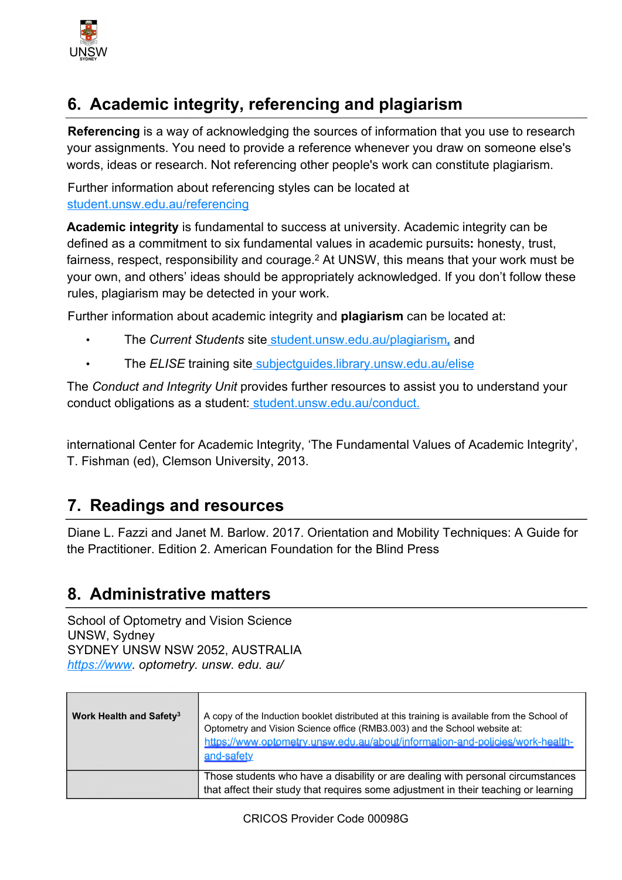## 6. Academic integrity, referencing and plagiarism

**Referencing** is a way of acknowledging the sources of information that you use to research your assignments. You need to provide a reference whenever you draw on someone else's words, ideas or research. Not referencing other people's work can constitute plagiarism.

Further information about referencing styles can be located at [student.unsw.edu.au/referencing](student.unsw.edu.au/referencing)

**Academic integrity** is fundamental to success at university. Academic integrity can be defined as a commitment to six fundamental values in academic pursuits**:** honesty, trust, fairness, respect, responsibility and courage.[2] At UNSW, this means that your work must be your own, and others' ideas should be appropriately acknowledged. If you don't follow these rules, plagiarism may be detected in your work.

Further information about academic integrity and **plagiarism** can be located at:

- The *Current Students* site [student.unsw.edu.au/plagiarism](student.unsw.edu.au/plagiarism), and
- The *ELISE* training site [subjectguides.library.unsw.edu.au/elise](subjectguides.library.unsw.edu.au/elise)

The *Conduct and Integrity Unit* provides further resources to assist you to understand your conduct obligations as a student: [student.unsw.edu.au/conduct.](student.unsw.edu.au/conduct)

international Center for Academic Integrity, 'The Fundamental Values of Academic Integrity', T. Fishman (ed), Clemson University, 2013.

## 7. Readings and resources

Diane L. Fazzi and Janet M. Barlow. 2017. Orientation and Mobility Techniques: A Guide for the Practitioner. Edition 2. American Foundation for the Blind Press

## 8. Administrative matters

School of Optometry and Vision Science
UNSW, Sydney
SYDNEY UNSW NSW 2052, AUSTRALIA
*https://www. optometry. unsw. edu. au/*

| | |
|---|---|
| **Work Health and Safety**[3] | A copy of the Induction booklet distributed at this training is available from the School of Optometry and Vision Science office (RMB3.003) and the School website at: [https://www.optometry.unsw.edu.au/about/information-and-policies/work-health-and-safety](https://www.optometry.unsw.edu.au/about/information-and-policies/work-health-and-safety) |
| | Those students who have a disability or are dealing with personal circumstances that affect their study that requires some adjustment in their teaching or learning |

CRICOS Provider Code 00098G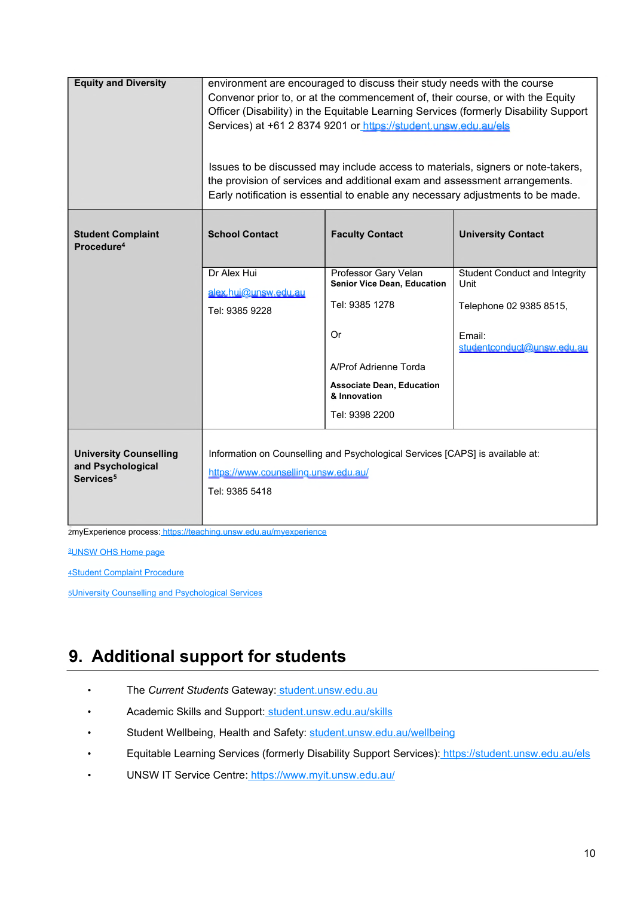| | | | |
|---|---|---|---|
| **Equity and Diversity** | environment are encouraged to discuss their study needs with the course Convenor prior to, or at the commencement of, their course, or with the Equity Officer (Disability) in the Equitable Learning Services (formerly Disability Support Services) at +61 2 8374 9201 or https://student.unsw.edu.au/els<br><br>Issues to be discussed may include access to materials, signers or note-takers, the provision of services and additional exam and assessment arrangements. Early notification is essential to enable any necessary adjustments to be made. | | |
| **Student Complaint Procedure**[4] | **School Contact** | **Faculty Contact** | **University Contact** |
| | Dr Alex Hui<br>alex.hui@unsw.edu.au<br>Tel: 9385 9228 | Professor Gary Velan<br>**Senior Vice Dean, Education**<br>Tel: 9385 1278<br>Or<br>A/Prof Adrienne Torda<br>**Associate Dean, Education & Innovation**<br>Tel: 9398 2200 | Student Conduct and Integrity Unit<br>Telephone 02 9385 8515,<br>Email: studentconduct@unsw.edu.au |
| **University Counselling and Psychological Services**[5] | Information on Counselling and Psychological Services [CAPS] is available at:<br>https://www.counselling.unsw.edu.au/<br>Tel: 9385 5418 | | |

2myExperience process: https://teaching.unsw.edu.au/myexperience

3UNSW OHS Home page

4Student Complaint Procedure

5University Counselling and Psychological Services

## 9. Additional support for students

- The *Current Students* Gateway: student.unsw.edu.au
- Academic Skills and Support: student.unsw.edu.au/skills
- Student Wellbeing, Health and Safety: student.unsw.edu.au/wellbeing
- Equitable Learning Services (formerly Disability Support Services): https://student.unsw.edu.au/els
- UNSW IT Service Centre: https://www.myit.unsw.edu.au/